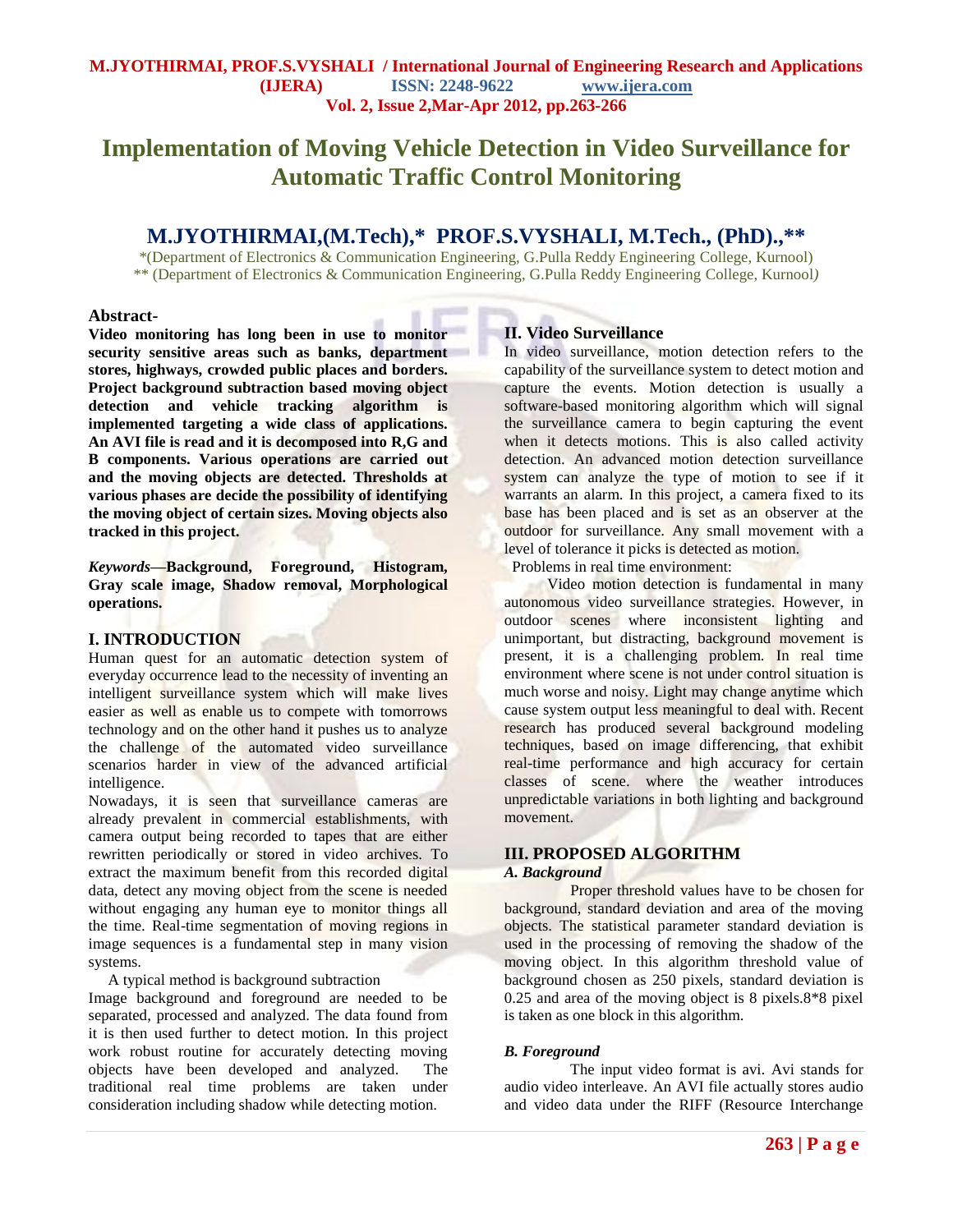# Implementation of Moving Vehicle Detection in Video Surveillance for Automatic Traffic Control Monitoring

## M.JYOTHIRMAI,(M.Tech),* PROF.S.VYSHALI, M.Tech., (PhD).,**

*(Department of Electronics & Communication Engineering, G.Pulla Reddy Engineering College, Kurnool)
** (Department of Electronics & Communication Engineering, G.Pulla Reddy Engineering College, Kurnool)

**Abstract-**
**Video monitoring has long been in use to monitor security sensitive areas such as banks, department stores, highways, crowded public places and borders. Project background subtraction based moving object detection and vehicle tracking algorithm is implemented targeting a wide class of applications. An AVI file is read and it is decomposed into R,G and B components. Various operations are carried out and the moving objects are detected. Thresholds at various phases are decide the possibility of identifying the moving object of certain sizes. Moving objects also tracked in this project.**

***Keywords*—Background, Foreground, Histogram, Gray scale image, Shadow removal, Morphological operations.**

## I. INTRODUCTION

Human quest for an automatic detection system of everyday occurrence lead to the necessity of inventing an intelligent surveillance system which will make lives easier as well as enable us to compete with tomorrows technology and on the other hand it pushes us to analyze the challenge of the automated video surveillance scenarios harder in view of the advanced artificial intelligence.

Nowadays, it is seen that surveillance cameras are already prevalent in commercial establishments, with camera output being recorded to tapes that are either rewritten periodically or stored in video archives. To extract the maximum benefit from this recorded digital data, detect any moving object from the scene is needed without engaging any human eye to monitor things all the time. Real-time segmentation of moving regions in image sequences is a fundamental step in many vision systems.

A typical method is background subtraction

Image background and foreground are needed to be separated, processed and analyzed. The data found from it is then used further to detect motion. In this project work robust routine for accurately detecting moving objects have been developed and analyzed. The traditional real time problems are taken under consideration including shadow while detecting motion.

## II. Video Surveillance

In video surveillance, motion detection refers to the capability of the surveillance system to detect motion and capture the events. Motion detection is usually a software-based monitoring algorithm which will signal the surveillance camera to begin capturing the event when it detects motions. This is also called activity detection. An advanced motion detection surveillance system can analyze the type of motion to see if it warrants an alarm. In this project, a camera fixed to its base has been placed and is set as an observer at the outdoor for surveillance. Any small movement with a level of tolerance it picks is detected as motion.

Problems in real time environment:

Video motion detection is fundamental in many autonomous video surveillance strategies. However, in outdoor scenes where inconsistent lighting and unimportant, but distracting, background movement is present, it is a challenging problem. In real time environment where scene is not under control situation is much worse and noisy. Light may change anytime which cause system output less meaningful to deal with. Recent research has produced several background modeling techniques, based on image differencing, that exhibit real-time performance and high accuracy for certain classes of scene. where the weather introduces unpredictable variations in both lighting and background movement.

## III. PROPOSED ALGORITHM

### *A. Background*

Proper threshold values have to be chosen for background, standard deviation and area of the moving objects. The statistical parameter standard deviation is used in the processing of removing the shadow of the moving object. In this algorithm threshold value of background chosen as 250 pixels, standard deviation is 0.25 and area of the moving object is 8 pixels.8*8 pixel is taken as one block in this algorithm.

### *B. Foreground*

The input video format is avi. Avi stands for audio video interleave. An AVI file actually stores audio and video data under the RIFF (Resource Interchange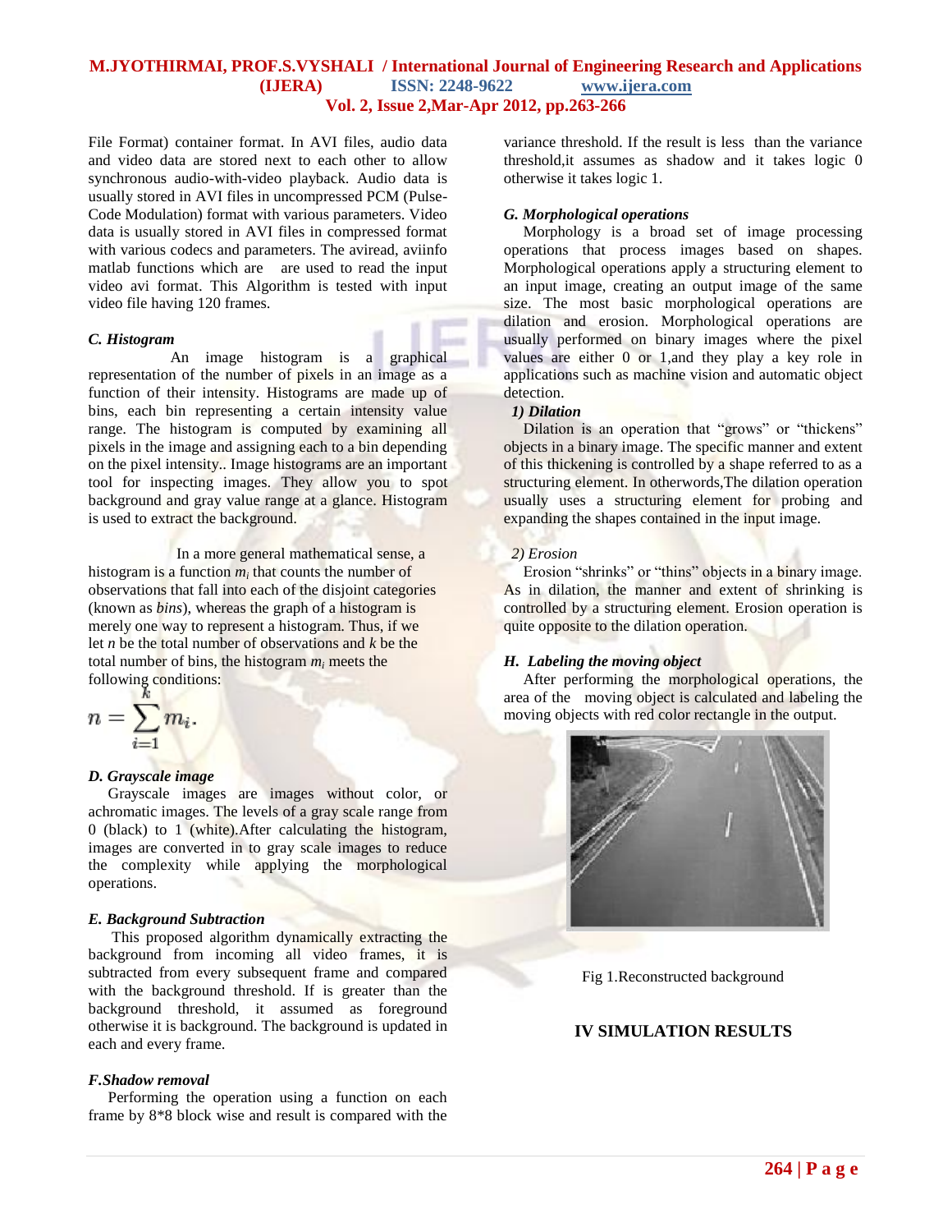File Format) container format. In AVI files, audio data and video data are stored next to each other to allow synchronous audio-with-video playback. Audio data is usually stored in AVI files in uncompressed PCM (Pulse-Code Modulation) format with various parameters. Video data is usually stored in AVI files in compressed format with various codecs and parameters. The aviread, aviinfo matlab functions which are are used to read the input video avi format. This Algorithm is tested with input video file having 120 frames.

### *C. Histogram*

An image histogram is a graphical representation of the number of pixels in an image as a function of their intensity. Histograms are made up of bins, each bin representing a certain intensity value range. The histogram is computed by examining all pixels in the image and assigning each to a bin depending on the pixel intensity.. Image histograms are an important tool for inspecting images. They allow you to spot background and gray value range at a glance. Histogram is used to extract the background.

In a more general mathematical sense, a histogram is a function $m_i$ that counts the number of observations that fall into each of the disjoint categories (known as *bins*), whereas the graph of a histogram is merely one way to represent a histogram. Thus, if we let $n$ be the total number of observations and $k$ be the total number of bins, the histogram $m_i$ meets the following conditions:

$$n = \sum_{i=1}^{k} m_i.$$

### *D. Grayscale image*

Grayscale images are images without color, or achromatic images. The levels of a gray scale range from 0 (black) to 1 (white).After calculating the histogram, images are converted in to gray scale images to reduce the complexity while applying the morphological operations.

### *E. Background Subtraction*

This proposed algorithm dynamically extracting the background from incoming all video frames, it is subtracted from every subsequent frame and compared with the background threshold. If is greater than the background threshold, it assumed as foreground otherwise it is background. The background is updated in each and every frame.

### *F.Shadow removal*

Performing the operation using a function on each frame by 8*8 block wise and result is compared with the variance threshold. If the result is less than the variance threshold,it assumes as shadow and it takes logic 0 otherwise it takes logic 1.

### *G. Morphological operations*

Morphology is a broad set of image processing operations that process images based on shapes. Morphological operations apply a structuring element to an input image, creating an output image of the same size. The most basic morphological operations are dilation and erosion. Morphological operations are usually performed on binary images where the pixel values are either 0 or 1,and they play a key role in applications such as machine vision and automatic object detection.

#### *1) Dilation*

Dilation is an operation that "grows" or "thickens" objects in a binary image. The specific manner and extent of this thickening is controlled by a shape referred to as a structuring element. In otherwords,The dilation operation usually uses a structuring element for probing and expanding the shapes contained in the input image.

#### *2) Erosion*

Erosion "shrinks" or "thins" objects in a binary image. As in dilation, the manner and extent of shrinking is controlled by a structuring element. Erosion operation is quite opposite to the dilation operation.

### *H. Labeling the moving object*

After performing the morphological operations, the area of the moving object is calculated and labeling the moving objects with red color rectangle in the output.

Fig 1.Reconstructed background

## IV SIMULATION RESULTS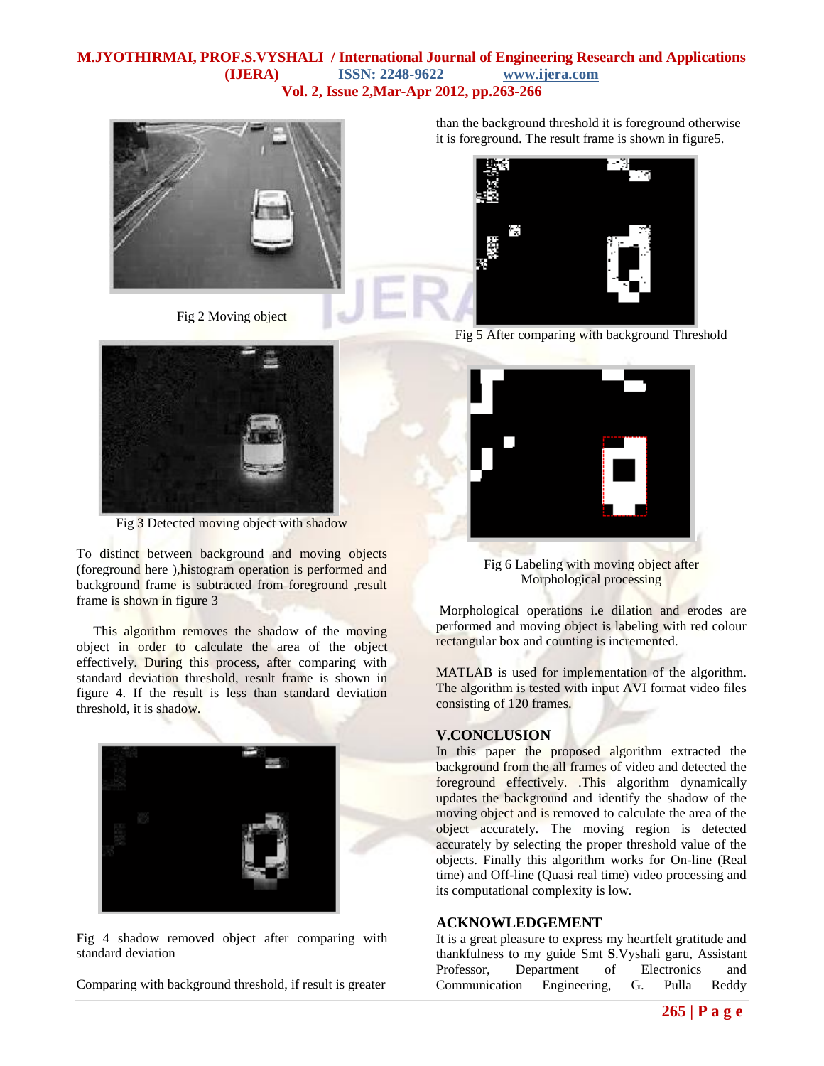Fig 2 Moving object

Fig 3 Detected moving object with shadow

To distinct between background and moving objects (foreground here ),histogram operation is performed and background frame is subtracted from foreground ,result frame is shown in figure 3

This algorithm removes the shadow of the moving object in order to calculate the area of the object effectively. During this process, after comparing with standard deviation threshold, result frame is shown in figure 4. If the result is less than standard deviation threshold, it is shadow.

Fig 4 shadow removed object after comparing with standard deviation

Comparing with background threshold, if result is greater than the background threshold it is foreground otherwise it is foreground. The result frame is shown in figure5.

Fig 5 After comparing with background Threshold

Fig 6 Labeling with moving object after Morphological processing

Morphological operations i.e dilation and erodes are performed and moving object is labeling with red colour rectangular box and counting is incremented.

MATLAB is used for implementation of the algorithm. The algorithm is tested with input AVI format video files consisting of 120 frames.

## V.CONCLUSION

In this paper the proposed algorithm extracted the background from the all frames of video and detected the foreground effectively. .This algorithm dynamically updates the background and identify the shadow of the moving object and is removed to calculate the area of the object accurately. The moving region is detected accurately by selecting the proper threshold value of the objects. Finally this algorithm works for On-line (Real time) and Off-line (Quasi real time) video processing and its computational complexity is low.

## ACKNOWLEDGEMENT

It is a great pleasure to express my heartfelt gratitude and thankfulness to my guide Smt **S**.Vyshali garu, Assistant Professor, Department of Electronics and Communication Engineering, G. Pulla Reddy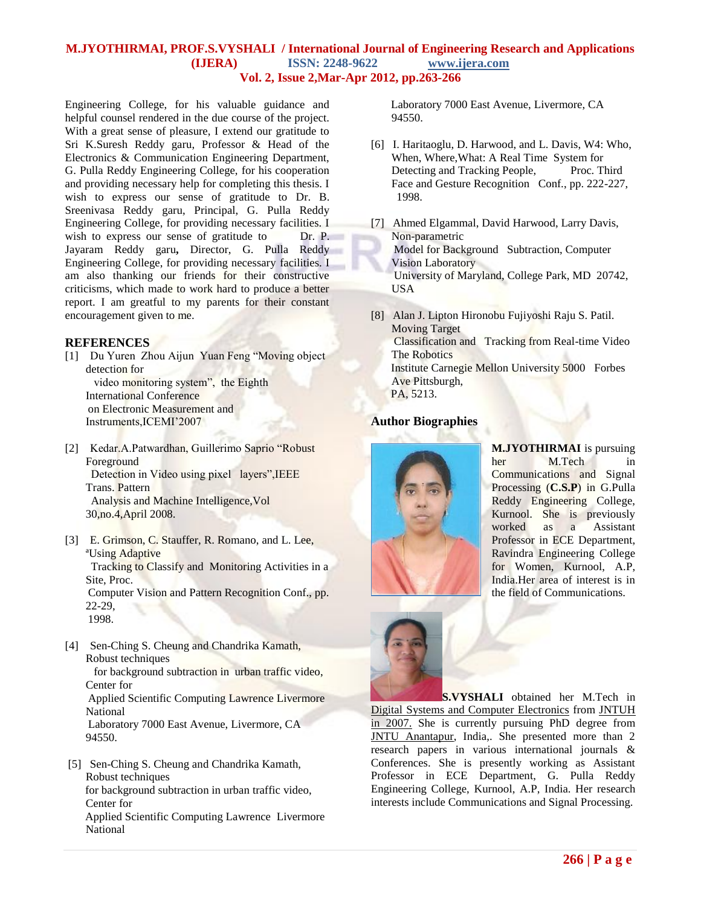Engineering College, for his valuable guidance and helpful counsel rendered in the due course of the project. With a great sense of pleasure, I extend our gratitude to Sri K.Suresh Reddy garu, Professor & Head of the Electronics & Communication Engineering Department, G. Pulla Reddy Engineering College, for his cooperation and providing necessary help for completing this thesis. I wish to express our sense of gratitude to Dr. B. Sreenivasa Reddy garu, Principal, G. Pulla Reddy Engineering College, for providing necessary facilities. I wish to express our sense of gratitude to Dr. P. Jayaram Reddy garu, Director, G. Pulla Reddy Engineering College, for providing necessary facilities. I am also thanking our friends for their constructive criticisms, which made to work hard to produce a better report. I am greatful to my parents for their constant encouragement given to me.

## REFERENCES

[1] Du Yuren Zhou Aijun Yuan Feng "Moving object detection for video monitoring system", the Eighth International Conference on Electronic Measurement and Instruments,ICEMI'2007

[2] Kedar.A.Patwardhan, Guillerimo Saprio "Robust Foreground Detection in Video using pixel layers",IEEE Trans. Pattern Analysis and Machine Intelligence,Vol 30,no.4,April 2008.

[3] E. Grimson, C. Stauffer, R. Romano, and L. Lee, "Using Adaptive Tracking to Classify and Monitoring Activities in a Site, Proc. Computer Vision and Pattern Recognition Conf., pp. 22-29, 1998.

[4] Sen-Ching S. Cheung and Chandrika Kamath, Robust techniques for background subtraction in urban traffic video, Center for Applied Scientific Computing Lawrence Livermore National Laboratory 7000 East Avenue, Livermore, CA 94550.

[5] Sen-Ching S. Cheung and Chandrika Kamath, Robust techniques for background subtraction in urban traffic video, Center for Applied Scientific Computing Lawrence Livermore National Laboratory 7000 East Avenue, Livermore, CA 94550.

[6] I. Haritaoglu, D. Harwood, and L. Davis, W4: Who, When, Where,What: A Real Time System for Detecting and Tracking People, Proc. Third Face and Gesture Recognition Conf., pp. 222-227, 1998.

[7] Ahmed Elgammal, David Harwood, Larry Davis, Non-parametric Model for Background Subtraction, Computer Vision Laboratory University of Maryland, College Park, MD 20742, USA

[8] Alan J. Lipton Hironobu Fujiyoshi Raju S. Patil. Moving Target Classification and Tracking from Real-time Video The Robotics Institute Carnegie Mellon University 5000 Forbes Ave Pittsburgh, PA, 5213.

## Author Biographies

**M.JYOTHIRMAI** is pursuing her M.Tech in Communications and Signal Processing (**C.S.P**) in G.Pulla Reddy Engineering College, Kurnool. She is previously worked as a Assistant Professor in ECE Department, Ravindra Engineering College for Women, Kurnool, A.P, India.Her area of interest is in the field of Communications.

**S.VYSHALI** obtained her M.Tech in Digital Systems and Computer Electronics from JNTUH in 2007. She is currently pursuing PhD degree from JNTU Anantapur, India,. She presented more than 2 research papers in various international journals & Conferences. She is presently working as Assistant Professor in ECE Department, G. Pulla Reddy Engineering College, Kurnool, A.P, India. Her research interests include Communications and Signal Processing.